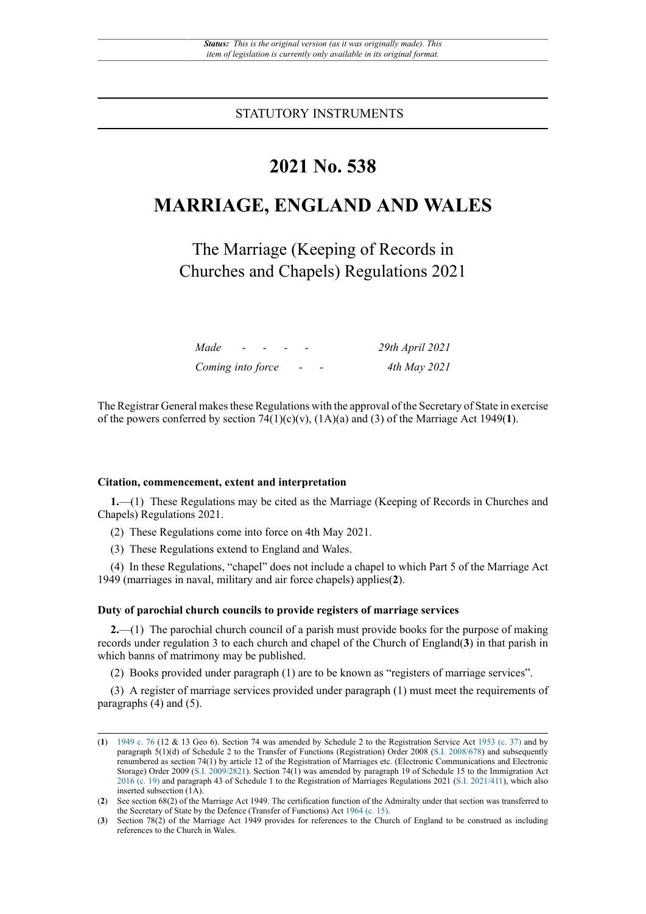STATUTORY INSTRUMENTS

# 2021 No. 538

# MARRIAGE, ENGLAND AND WALES

## The Marriage (Keeping of Records in Churches and Chapels) Regulations 2021

| | |
|---|---|
| *Made* - - - - | *29th April 2021* |
| *Coming into force* - - | *4th May 2021* |

The Registrar General makes these Regulations with the approval of the Secretary of State in exercise of the powers conferred by section 74(1)(c)(v), (1A)(a) and (3) of the Marriage Act 1949(**1**).

### Citation, commencement, extent and interpretation

**1.**—(1) These Regulations may be cited as the Marriage (Keeping of Records in Churches and Chapels) Regulations 2021.

(2) These Regulations come into force on 4th May 2021.

(3) These Regulations extend to England and Wales.

(4) In these Regulations, "chapel" does not include a chapel to which Part 5 of the Marriage Act 1949 (marriages in naval, military and air force chapels) applies(**2**).

### Duty of parochial church councils to provide registers of marriage services

**2.**—(1) The parochial church council of a parish must provide books for the purpose of making records under regulation 3 to each church and chapel of the Church of England(**3**) in that parish in which banns of matrimony may be published.

(2) Books provided under paragraph (1) are to be known as "registers of marriage services".

(3) A register of marriage services provided under paragraph (1) must meet the requirements of paragraphs (4) and (5).

---

(**1**) 1949 c. 76 (12 & 13 Geo 6). Section 74 was amended by Schedule 2 to the Registration Service Act 1953 (c. 37) and by paragraph 5(1)(d) of Schedule 2 to the Transfer of Functions (Registration) Order 2008 (S.I. 2008/678) and subsequently renumbered as section 74(1) by article 12 of the Registration of Marriages etc. (Electronic Communications and Electronic Storage) Order 2009 (S.I. 2009/2821). Section 74(1) was amended by paragraph 19 of Schedule 15 to the Immigration Act 2016 (c. 19) and paragraph 43 of Schedule 1 to the Registration of Marriages Regulations 2021 (S.I. 2021/411), which also inserted subsection (1A).

(**2**) See section 68(2) of the Marriage Act 1949. The certification function of the Admiralty under that section was transferred to the Secretary of State by the Defence (Transfer of Functions) Act 1964 (c. 15).

(**3**) Section 78(2) of the Marriage Act 1949 provides for references to the Church of England to be construed as including references to the Church in Wales.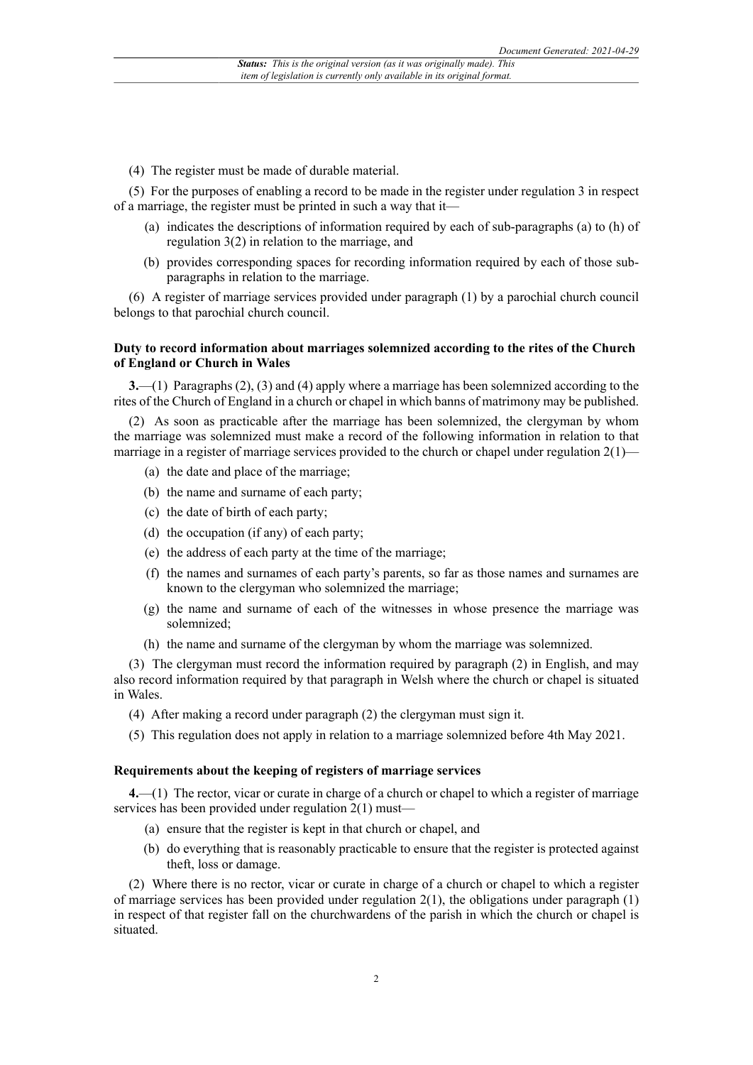(4) The register must be made of durable material.

(5) For the purposes of enabling a record to be made in the register under regulation 3 in respect of a marriage, the register must be printed in such a way that it—

(a) indicates the descriptions of information required by each of sub-paragraphs (a) to (h) of regulation 3(2) in relation to the marriage, and

(b) provides corresponding spaces for recording information required by each of those sub-paragraphs in relation to the marriage.

(6) A register of marriage services provided under paragraph (1) by a parochial church council belongs to that parochial church council.

### Duty to record information about marriages solemnized according to the rites of the Church of England or Church in Wales

**3.**—(1) Paragraphs (2), (3) and (4) apply where a marriage has been solemnized according to the rites of the Church of England in a church or chapel in which banns of matrimony may be published.

(2) As soon as practicable after the marriage has been solemnized, the clergyman by whom the marriage was solemnized must make a record of the following information in relation to that marriage in a register of marriage services provided to the church or chapel under regulation 2(1)—

(a) the date and place of the marriage;

(b) the name and surname of each party;

(c) the date of birth of each party;

(d) the occupation (if any) of each party;

(e) the address of each party at the time of the marriage;

(f) the names and surnames of each party's parents, so far as those names and surnames are known to the clergyman who solemnized the marriage;

(g) the name and surname of each of the witnesses in whose presence the marriage was solemnized;

(h) the name and surname of the clergyman by whom the marriage was solemnized.

(3) The clergyman must record the information required by paragraph (2) in English, and may also record information required by that paragraph in Welsh where the church or chapel is situated in Wales.

(4) After making a record under paragraph (2) the clergyman must sign it.

(5) This regulation does not apply in relation to a marriage solemnized before 4th May 2021.

### Requirements about the keeping of registers of marriage services

**4.**—(1) The rector, vicar or curate in charge of a church or chapel to which a register of marriage services has been provided under regulation 2(1) must—

(a) ensure that the register is kept in that church or chapel, and

(b) do everything that is reasonably practicable to ensure that the register is protected against theft, loss or damage.

(2) Where there is no rector, vicar or curate in charge of a church or chapel to which a register of marriage services has been provided under regulation 2(1), the obligations under paragraph (1) in respect of that register fall on the churchwardens of the parish in which the church or chapel is situated.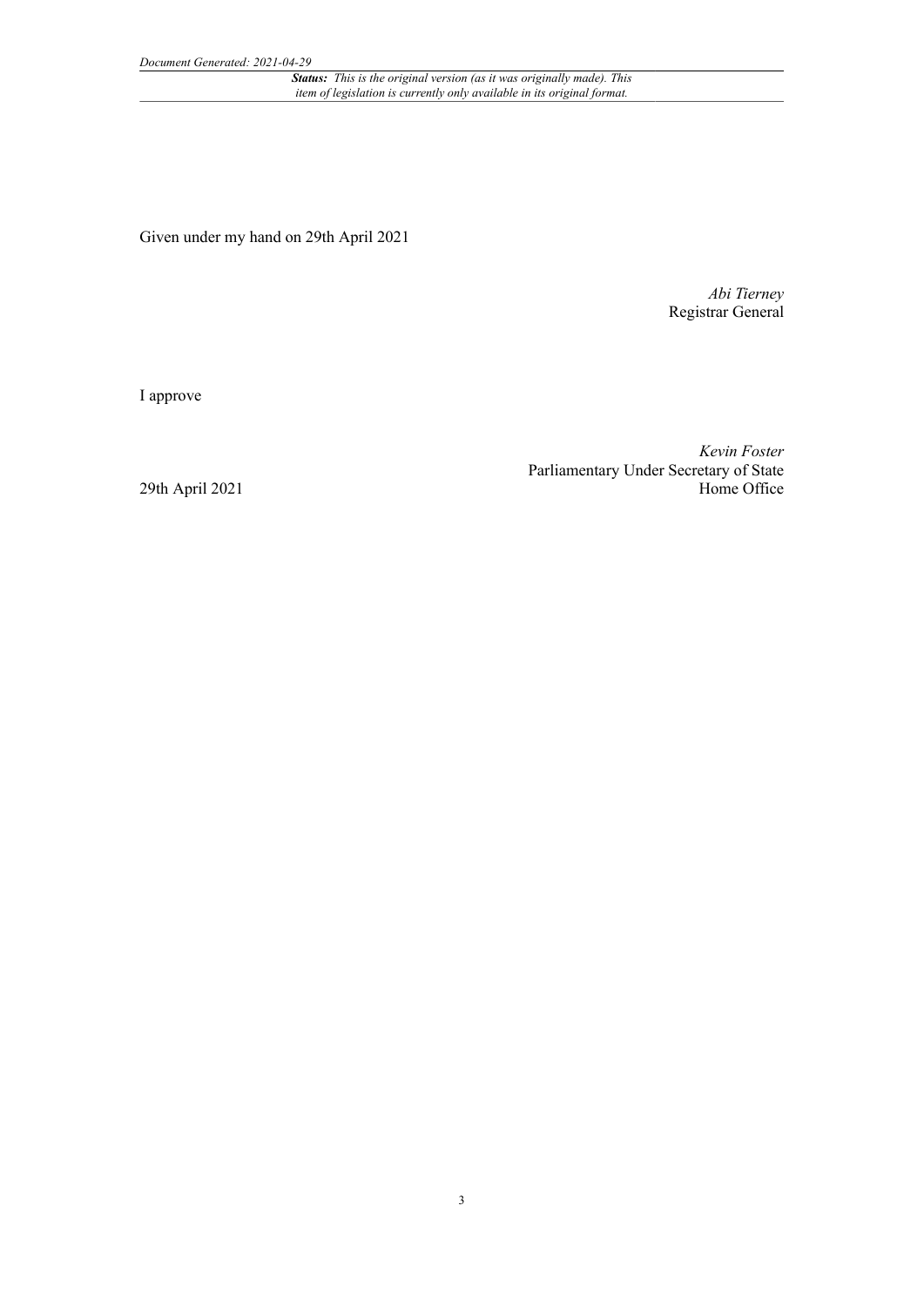Given under my hand on 29th April 2021

*Abi Tierney*
Registrar General

I approve

*Kevin Foster*
Parliamentary Under Secretary of State
Home Office

29th April 2021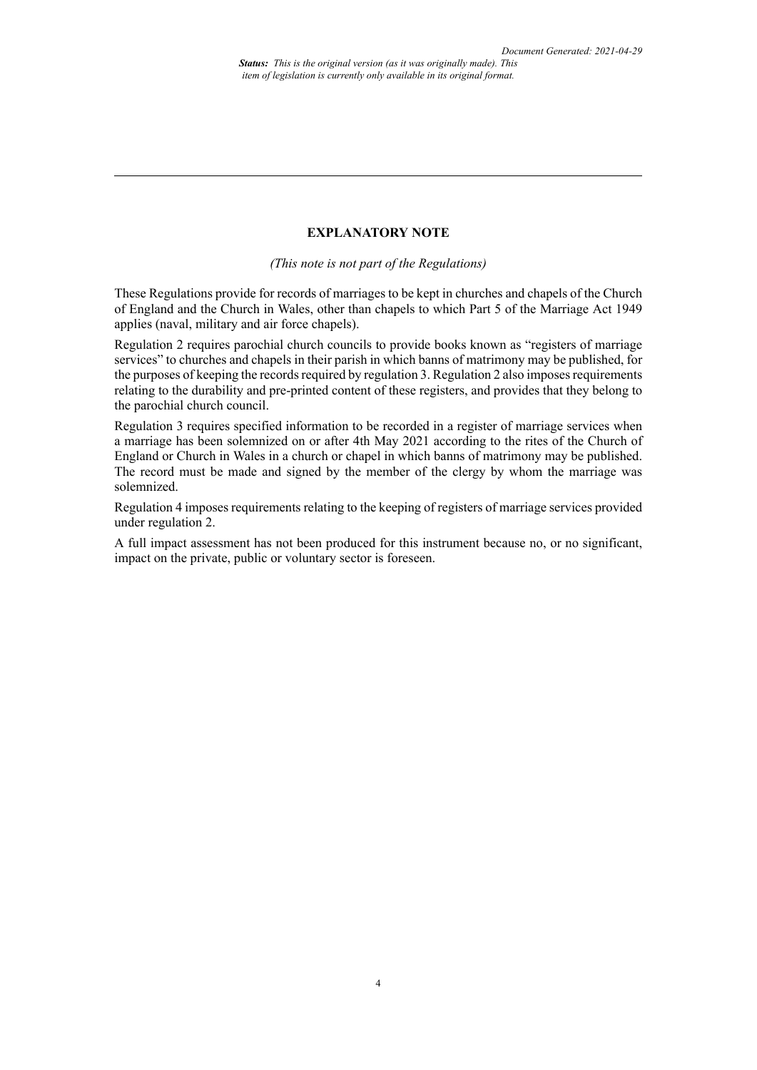## EXPLANATORY NOTE

*(This note is not part of the Regulations)*

These Regulations provide for records of marriages to be kept in churches and chapels of the Church of England and the Church in Wales, other than chapels to which Part 5 of the Marriage Act 1949 applies (naval, military and air force chapels).

Regulation 2 requires parochial church councils to provide books known as "registers of marriage services" to churches and chapels in their parish in which banns of matrimony may be published, for the purposes of keeping the records required by regulation 3. Regulation 2 also imposes requirements relating to the durability and pre-printed content of these registers, and provides that they belong to the parochial church council.

Regulation 3 requires specified information to be recorded in a register of marriage services when a marriage has been solemnized on or after 4th May 2021 according to the rites of the Church of England or Church in Wales in a church or chapel in which banns of matrimony may be published. The record must be made and signed by the member of the clergy by whom the marriage was solemnized.

Regulation 4 imposes requirements relating to the keeping of registers of marriage services provided under regulation 2.

A full impact assessment has not been produced for this instrument because no, or no significant, impact on the private, public or voluntary sector is foreseen.